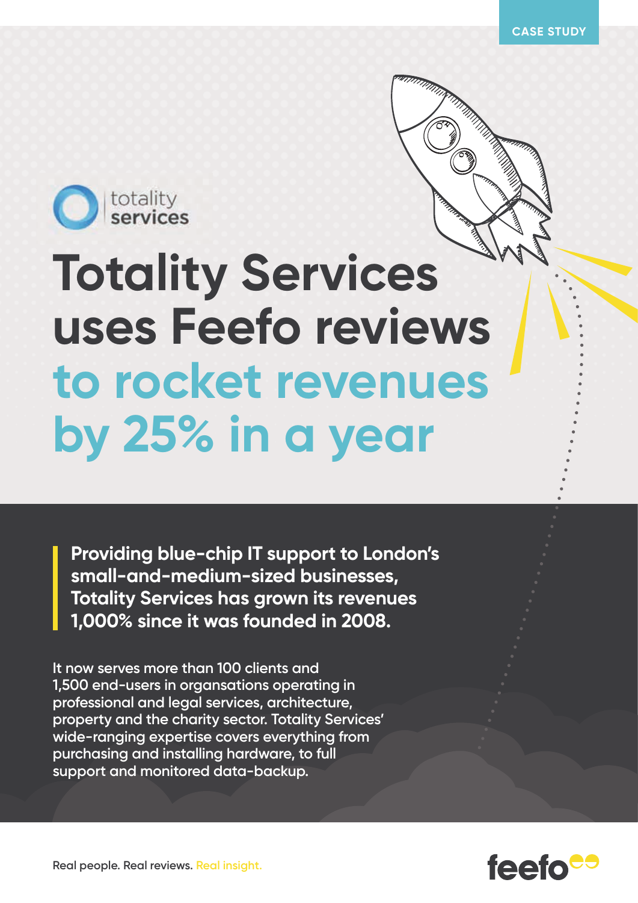CASE STUDY

totality services

# Totality Services uses Feefo reviews to rocket revenues by 25% in a year

**Providing blue-chip IT support to London's small-and-medium-sized businesses, Totality Services has grown its revenues 1,000% since it was founded in 2008.**

It now serves more than 100 clients and 1,500 end-users in organsations operating in professional and legal services, architecture, property and the charity sector. Totality Services' wide-ranging expertise covers everything from purchasing and installing hardware, to full support and monitored data-backup.

Real people. Real reviews. Real insight.

feefo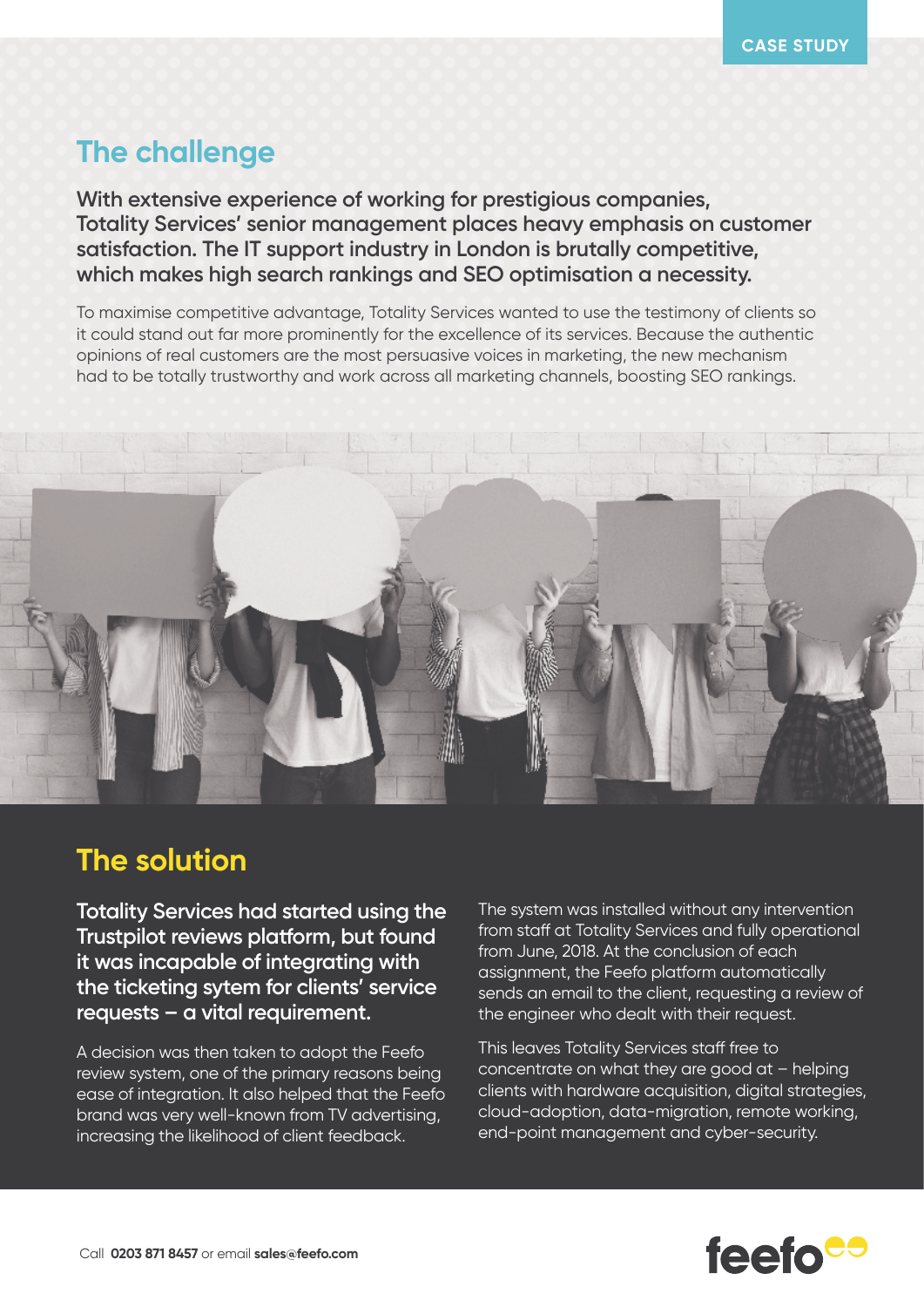CASE STUDY

## The challenge

**With extensive experience of working for prestigious companies, Totality Services' senior management places heavy emphasis on customer satisfaction. The IT support industry in London is brutally competitive, which makes high search rankings and SEO optimisation a necessity.**

To maximise competitive advantage, Totality Services wanted to use the testimony of clients so it could stand out far more prominently for the excellence of its services. Because the authentic opinions of real customers are the most persuasive voices in marketing, the new mechanism had to be totally trustworthy and work across all marketing channels, boosting SEO rankings.

## The solution

**Totality Services had started using the Trustpilot reviews platform, but found it was incapable of integrating with the ticketing sytem for clients' service requests – a vital requirement.**

A decision was then taken to adopt the Feefo review system, one of the primary reasons being ease of integration. It also helped that the Feefo brand was very well-known from TV advertising, increasing the likelihood of client feedback.

The system was installed without any intervention from staff at Totality Services and fully operational from June, 2018. At the conclusion of each assignment, the Feefo platform automatically sends an email to the client, requesting a review of the engineer who dealt with their request.

This leaves Totality Services staff free to concentrate on what they are good at – helping clients with hardware acquisition, digital strategies, cloud-adoption, data-migration, remote working, end-point management and cyber-security.

Call **0203 871 8457** or email **sales@feefo.com**

feefo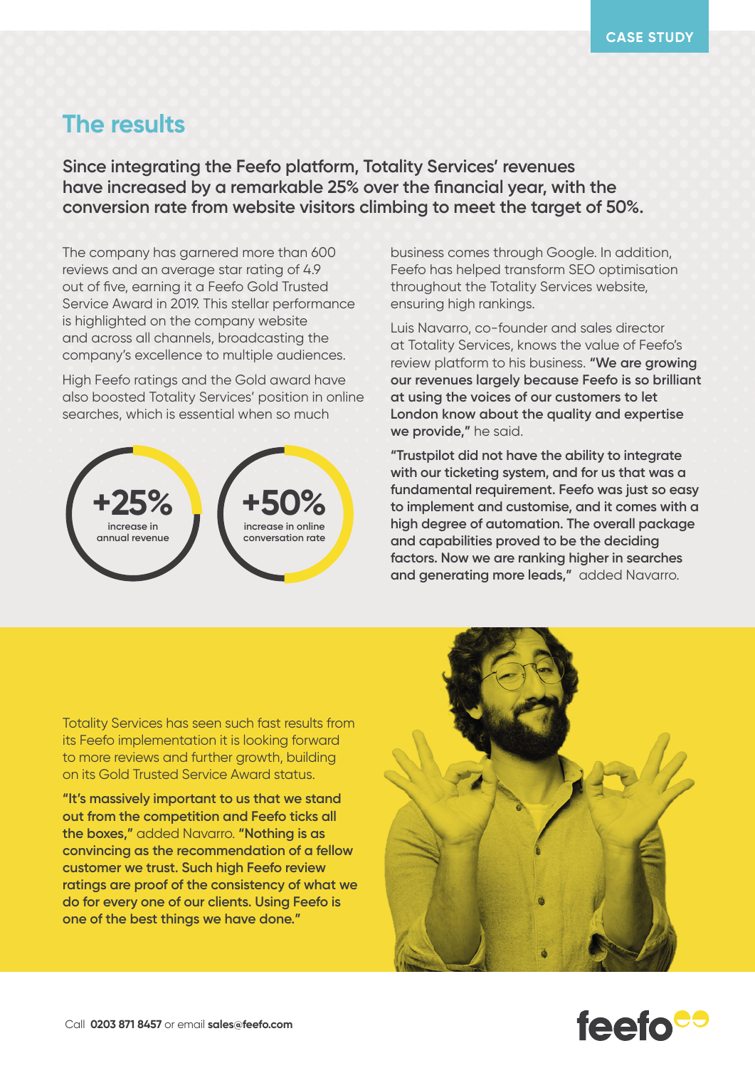CASE STUDY

## The results

**Since integrating the Feefo platform, Totality Services' revenues have increased by a remarkable 25% over the financial year, with the conversion rate from website visitors climbing to meet the target of 50%.**

The company has garnered more than 600 reviews and an average star rating of 4.9 out of five, earning it a Feefo Gold Trusted Service Award in 2019. This stellar performance is highlighted on the company website and across all channels, broadcasting the company's excellence to multiple audiences.

High Feefo ratings and the Gold award have also boosted Totality Services' position in online searches, which is essential when so much business comes through Google. In addition, Feefo has helped transform SEO optimisation throughout the Totality Services website, ensuring high rankings.

+25%
increase in annual revenue

+50%
increase in online conversation rate

Luis Navarro, co-founder and sales director at Totality Services, knows the value of Feefo's review platform to his business. **"We are growing our revenues largely because Feefo is so brilliant at using the voices of our customers to let London know about the quality and expertise we provide,"** he said.

**"Trustpilot did not have the ability to integrate with our ticketing system, and for us that was a fundamental requirement. Feefo was just so easy to implement and customise, and it comes with a high degree of automation. The overall package and capabilities proved to be the deciding factors. Now we are ranking higher in searches and generating more leads,"** added Navarro.

Totality Services has seen such fast results from its Feefo implementation it is looking forward to more reviews and further growth, building on its Gold Trusted Service Award status.

**"It's massively important to us that we stand out from the competition and Feefo ticks all the boxes,"** added Navarro. **"Nothing is as convincing as the recommendation of a fellow customer we trust. Such high Feefo review ratings are proof of the consistency of what we do for every one of our clients. Using Feefo is one of the best things we have done."**

Call **0203 871 8457** or email **sales@feefo.com**

feefo